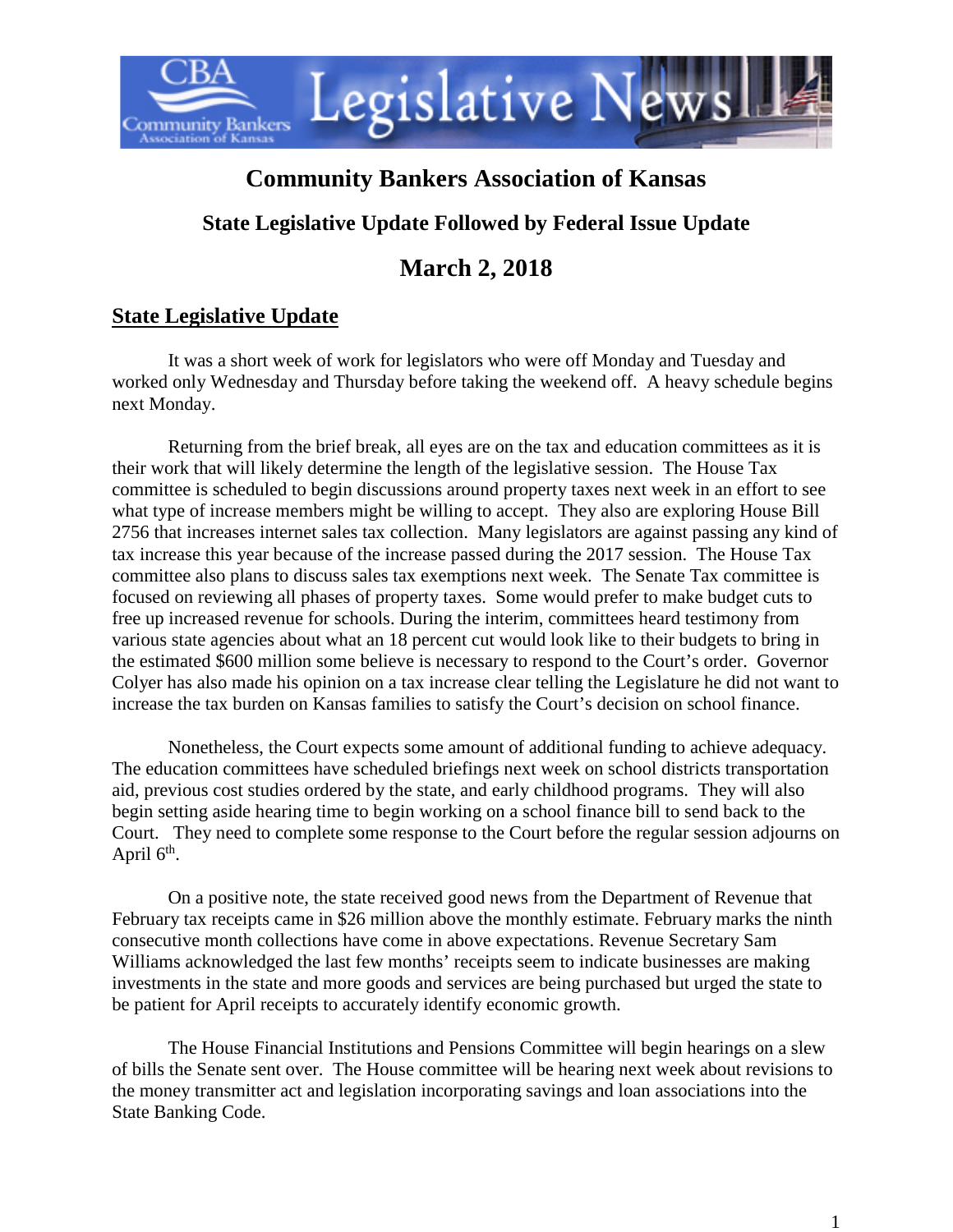# Community Bankers Association of Kansas

## State Legislative Update Followed by Federal Issue Update

## March 2, 2018

### State Legislative Update

It was a short week of work for legislators who were off Monday and Tuesday and worked only Wednesday and Thursday before taking the weekend off. A heavy schedule begins next Monday.

Returning from the brief break, all eyes are on the tax and education committees as it is their work that will likely determine the length of the legislative session. The House Tax committee is scheduled to begin discussions around property taxes next week in an effort to see what type of increase members might be willing to accept. They also are exploring House Bill 2756 that increases internet sales tax collection. Many legislators are against passing any kind of tax increase this year because of the increase passed during the 2017 session. The House Tax committee also plans to discuss sales tax exemptions next week. The Senate Tax committee is focused on reviewing all phases of property taxes. Some would prefer to make budget cuts to free up increased revenue for schools. During the interim, committees heard testimony from various state agencies about what an 18 percent cut would look like to their budgets to bring in the estimated $600 million some believe is necessary to respond to the Court's order. Governor Colyer has also made his opinion on a tax increase clear telling the Legislature he did not want to increase the tax burden on Kansas families to satisfy the Court's decision on school finance.

Nonetheless, the Court expects some amount of additional funding to achieve adequacy. The education committees have scheduled briefings next week on school districts transportation aid, previous cost studies ordered by the state, and early childhood programs. They will also begin setting aside hearing time to begin working on a school finance bill to send back to the Court. They need to complete some response to the Court before the regular session adjourns on April 6th.

On a positive note, the state received good news from the Department of Revenue that February tax receipts came in $26 million above the monthly estimate. February marks the ninth consecutive month collections have come in above expectations. Revenue Secretary Sam Williams acknowledged the last few months' receipts seem to indicate businesses are making investments in the state and more goods and services are being purchased but urged the state to be patient for April receipts to accurately identify economic growth.

The House Financial Institutions and Pensions Committee will begin hearings on a slew of bills the Senate sent over. The House committee will be hearing next week about revisions to the money transmitter act and legislation incorporating savings and loan associations into the State Banking Code.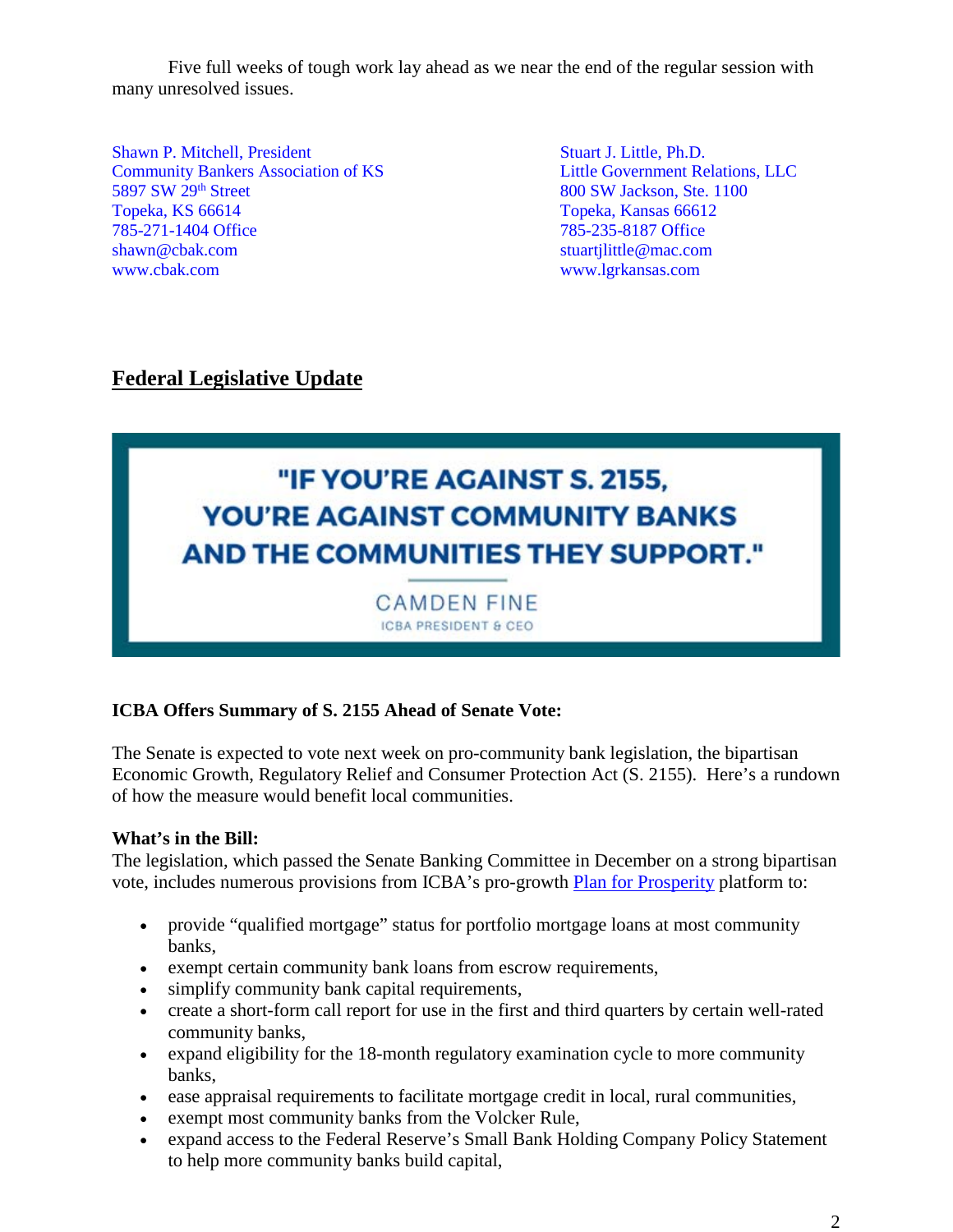Five full weeks of tough work lay ahead as we near the end of the regular session with many unresolved issues.

Shawn P. Mitchell, President
Community Bankers Association of KS
5897 SW 29th Street
Topeka, KS 66614
785-271-1404 Office
shawn@cbak.com
www.cbak.com

Stuart J. Little, Ph.D.
Little Government Relations, LLC
800 SW Jackson, Ste. 1100
Topeka, Kansas 66612
785-235-8187 Office
stuartjlittle@mac.com
www.lgrkansas.com

## Federal Legislative Update

"IF YOU'RE AGAINST S. 2155, YOU'RE AGAINST COMMUNITY BANKS AND THE COMMUNITIES THEY SUPPORT."

CAMDEN FINE
ICBA PRESIDENT & CEO

**ICBA Offers Summary of S. 2155 Ahead of Senate Vote:**

The Senate is expected to vote next week on pro-community bank legislation, the bipartisan Economic Growth, Regulatory Relief and Consumer Protection Act (S. 2155). Here's a rundown of how the measure would benefit local communities.

**What's in the Bill:**
The legislation, which passed the Senate Banking Committee in December on a strong bipartisan vote, includes numerous provisions from ICBA's pro-growth Plan for Prosperity platform to:

- provide "qualified mortgage" status for portfolio mortgage loans at most community banks,
- exempt certain community bank loans from escrow requirements,
- simplify community bank capital requirements,
- create a short-form call report for use in the first and third quarters by certain well-rated community banks,
- expand eligibility for the 18-month regulatory examination cycle to more community banks,
- ease appraisal requirements to facilitate mortgage credit in local, rural communities,
- exempt most community banks from the Volcker Rule,
- expand access to the Federal Reserve's Small Bank Holding Company Policy Statement to help more community banks build capital,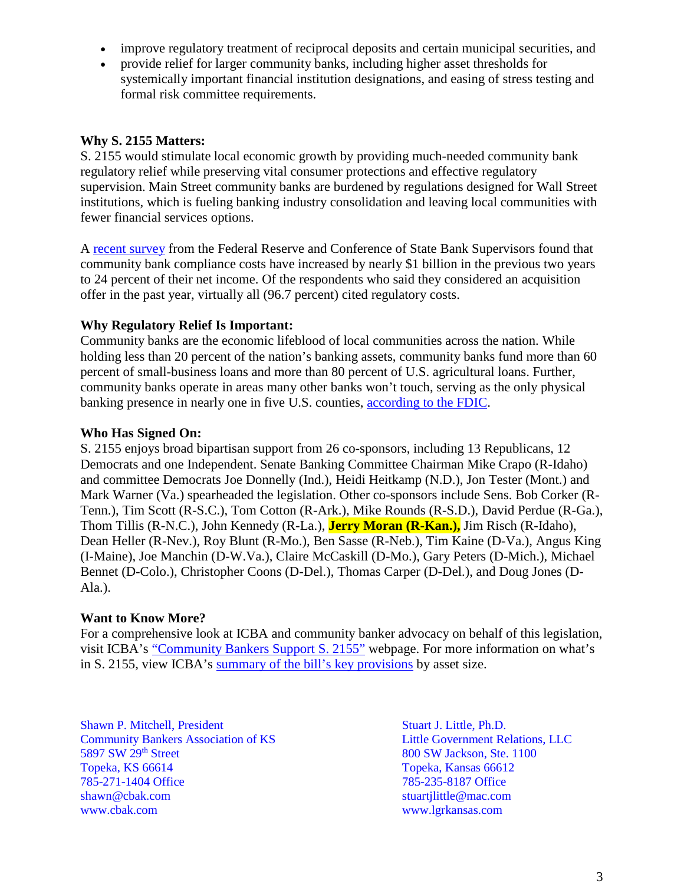- improve regulatory treatment of reciprocal deposits and certain municipal securities, and
- provide relief for larger community banks, including higher asset thresholds for systemically important financial institution designations, and easing of stress testing and formal risk committee requirements.

**Why S. 2155 Matters:**
S. 2155 would stimulate local economic growth by providing much-needed community bank regulatory relief while preserving vital consumer protections and effective regulatory supervision. Main Street community banks are burdened by regulations designed for Wall Street institutions, which is fueling banking industry consolidation and leaving local communities with fewer financial services options.

A recent survey from the Federal Reserve and Conference of State Bank Supervisors found that community bank compliance costs have increased by nearly $1 billion in the previous two years to 24 percent of their net income. Of the respondents who said they considered an acquisition offer in the past year, virtually all (96.7 percent) cited regulatory costs.

**Why Regulatory Relief Is Important:**
Community banks are the economic lifeblood of local communities across the nation. While holding less than 20 percent of the nation's banking assets, community banks fund more than 60 percent of small-business loans and more than 80 percent of U.S. agricultural loans. Further, community banks operate in areas many other banks won't touch, serving as the only physical banking presence in nearly one in five U.S. counties, according to the FDIC.

**Who Has Signed On:**
S. 2155 enjoys broad bipartisan support from 26 co-sponsors, including 13 Republicans, 12 Democrats and one Independent. Senate Banking Committee Chairman Mike Crapo (R-Idaho) and committee Democrats Joe Donnelly (Ind.), Heidi Heitkamp (N.D.), Jon Tester (Mont.) and Mark Warner (Va.) spearheaded the legislation. Other co-sponsors include Sens. Bob Corker (R-Tenn.), Tim Scott (R-S.C.), Tom Cotton (R-Ark.), Mike Rounds (R-S.D.), David Perdue (R-Ga.), Thom Tillis (R-N.C.), John Kennedy (R-La.), **Jerry Moran (R-Kan.),** Jim Risch (R-Idaho), Dean Heller (R-Nev.), Roy Blunt (R-Mo.), Ben Sasse (R-Neb.), Tim Kaine (D-Va.), Angus King (I-Maine), Joe Manchin (D-W.Va.), Claire McCaskill (D-Mo.), Gary Peters (D-Mich.), Michael Bennet (D-Colo.), Christopher Coons (D-Del.), Thomas Carper (D-Del.), and Doug Jones (D-Ala.).

**Want to Know More?**
For a comprehensive look at ICBA and community banker advocacy on behalf of this legislation, visit ICBA's "Community Bankers Support S. 2155" webpage. For more information on what's in S. 2155, view ICBA's summary of the bill's key provisions by asset size.

Shawn P. Mitchell, President
Community Bankers Association of KS
5897 SW 29th Street
Topeka, KS 66614
785-271-1404 Office
shawn@cbak.com
www.cbak.com

Stuart J. Little, Ph.D.
Little Government Relations, LLC
800 SW Jackson, Ste. 1100
Topeka, Kansas 66612
785-235-8187 Office
stuartjlittle@mac.com
www.lgrkansas.com